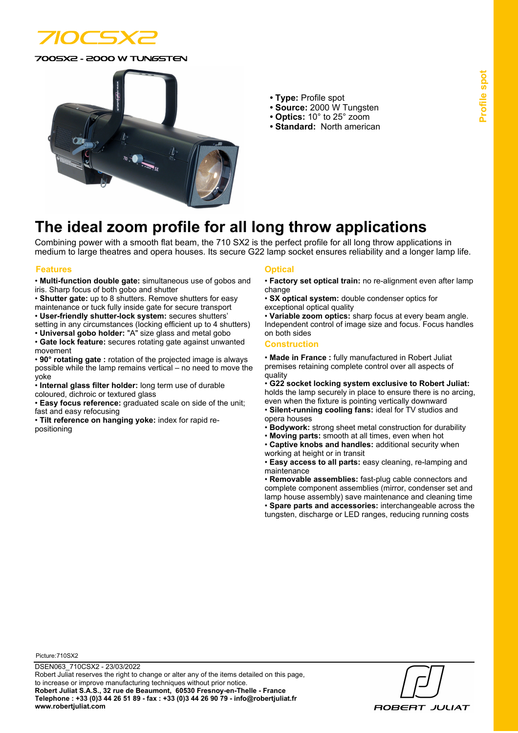# 710CSX2

700SX2 - 2000 W TUNGSTEN

- **Type:** Profile spot
- **Source:** 2000 W Tungsten
- **Optics:** 10° to 25° zoom
- **Standard:** North american

Profile spot

## The ideal zoom profile for all long throw applications

Combining power with a smooth flat beam, the 710 SX2 is the perfect profile for all long throw applications in medium to large theatres and opera houses. Its secure G22 lamp socket ensures reliability and a longer lamp life.

### Features

- **Multi-function double gate:** simultaneous use of gobos and iris. Sharp focus of both gobo and shutter
- **Shutter gate:** up to 8 shutters. Remove shutters for easy maintenance or tuck fully inside gate for secure transport
- **User-friendly shutter-lock system:** secures shutters' setting in any circumstances (locking efficient up to 4 shutters)
- **Universal gobo holder:** "A" size glass and metal gobo
- **Gate lock feature:** secures rotating gate against unwanted movement
- **90° rotating gate :** rotation of the projected image is always possible while the lamp remains vertical – no need to move the yoke
- **Internal glass filter holder:** long term use of durable coloured, dichroic or textured glass
- **Easy focus reference:** graduated scale on side of the unit; fast and easy refocusing
- **Tilt reference on hanging yoke:** index for rapid re-positioning

### Optical

- **Factory set optical train:** no re-alignment even after lamp change
- **SX optical system:** double condenser optics for exceptional optical quality
- **Variable zoom optics:** sharp focus at every beam angle. Independent control of image size and focus. Focus handles on both sides

### Construction

- **Made in France :** fully manufactured in Robert Juliat premises retaining complete control over all aspects of quality
- **G22 socket locking system exclusive to Robert Juliat:** holds the lamp securely in place to ensure there is no arcing, even when the fixture is pointing vertically downward
- **Silent-running cooling fans:** ideal for TV studios and opera houses
- **Bodywork:** strong sheet metal construction for durability
- **Moving parts:** smooth at all times, even when hot
- **Captive knobs and handles:** additional security when working at height or in transit
- **Easy access to all parts:** easy cleaning, re-lamping and maintenance
- **Removable assemblies:** fast-plug cable connectors and complete component assemblies (mirror, condenser set and lamp house assembly) save maintenance and cleaning time
- **Spare parts and accessories:** interchangeable across the tungsten, discharge or LED ranges, reducing running costs

Picture:710SX2

DSEN063_710CSX2 - 23/03/2022
Robert Juliat reserves the right to change or alter any of the items detailed on this page, to increase or improve manufacturing techniques without prior notice.
**Robert Juliat S.A.S., 32 rue de Beaumont, 60530 Fresnoy-en-Thelle - France**
**Telephone : +33 (0)3 44 26 51 89 - fax : +33 (0)3 44 26 90 79 - info@robertjuliat.fr**
**www.robertjuliat.com**

ROBERT JULIAT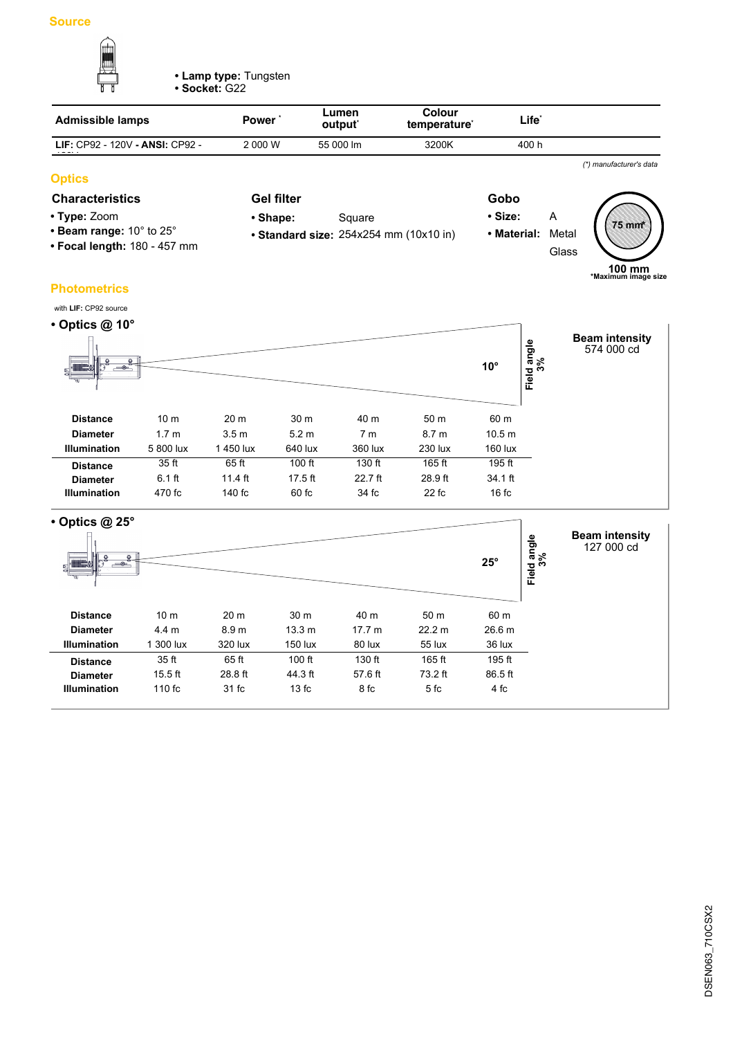## Source

- **Lamp type:** Tungsten
- **Socket:** G22

| Admissible lamps | Power * | Lumen output* | Colour temperature* | Life* |
|---|---|---|---|---|
| **LIF:** CP92 - 120V - **ANSI:** CP92 - 120V | 2 000 W | 55 000 lm | 3200K | 400 h |

*(\*) manufacturer's data*

## Optics

### Characteristics

- **Type:** Zoom
- **Beam range:** 10° to 25°
- **Focal length:** 180 - 457 mm

### Gel filter

- **Shape:** Square
- **Standard size:** 254x254 mm (10x10 in)

### Gobo

- **Size:** A
- **Material:** Metal
  Glass

75 mm*

100 mm

*Maximum image size

## Photometrics

with **LIF:** CP92 source

### • Optics @ 10°

10°

Field angle 3%

**Beam intensity**
574 000 cd

| **Distance** | 10 m | 20 m | 30 m | 40 m | 50 m | 60 m |
|---|---|---|---|---|---|---|
| **Diameter** | 1.7 m | 3.5 m | 5.2 m | 7 m | 8.7 m | 10.5 m |
| **Illumination** | 5 800 lux | 1 450 lux | 640 lux | 360 lux | 230 lux | 160 lux |
| **Distance** | 35 ft | 65 ft | 100 ft | 130 ft | 165 ft | 195 ft |
| **Diameter** | 6.1 ft | 11.4 ft | 17.5 ft | 22.7 ft | 28.9 ft | 34.1 ft |
| **Illumination** | 470 fc | 140 fc | 60 fc | 34 fc | 22 fc | 16 fc |

### • Optics @ 25°

25°

Field angle 3%

**Beam intensity**
127 000 cd

| **Distance** | 10 m | 20 m | 30 m | 40 m | 50 m | 60 m |
|---|---|---|---|---|---|---|
| **Diameter** | 4.4 m | 8.9 m | 13.3 m | 17.7 m | 22.2 m | 26.6 m |
| **Illumination** | 1 300 lux | 320 lux | 150 lux | 80 lux | 55 lux | 36 lux |
| **Distance** | 35 ft | 65 ft | 100 ft | 130 ft | 165 ft | 195 ft |
| **Diameter** | 15.5 ft | 28.8 ft | 44.3 ft | 57.6 ft | 73.2 ft | 86.5 ft |
| **Illumination** | 110 fc | 31 fc | 13 fc | 8 fc | 5 fc | 4 fc |

DSEN063_710CSX2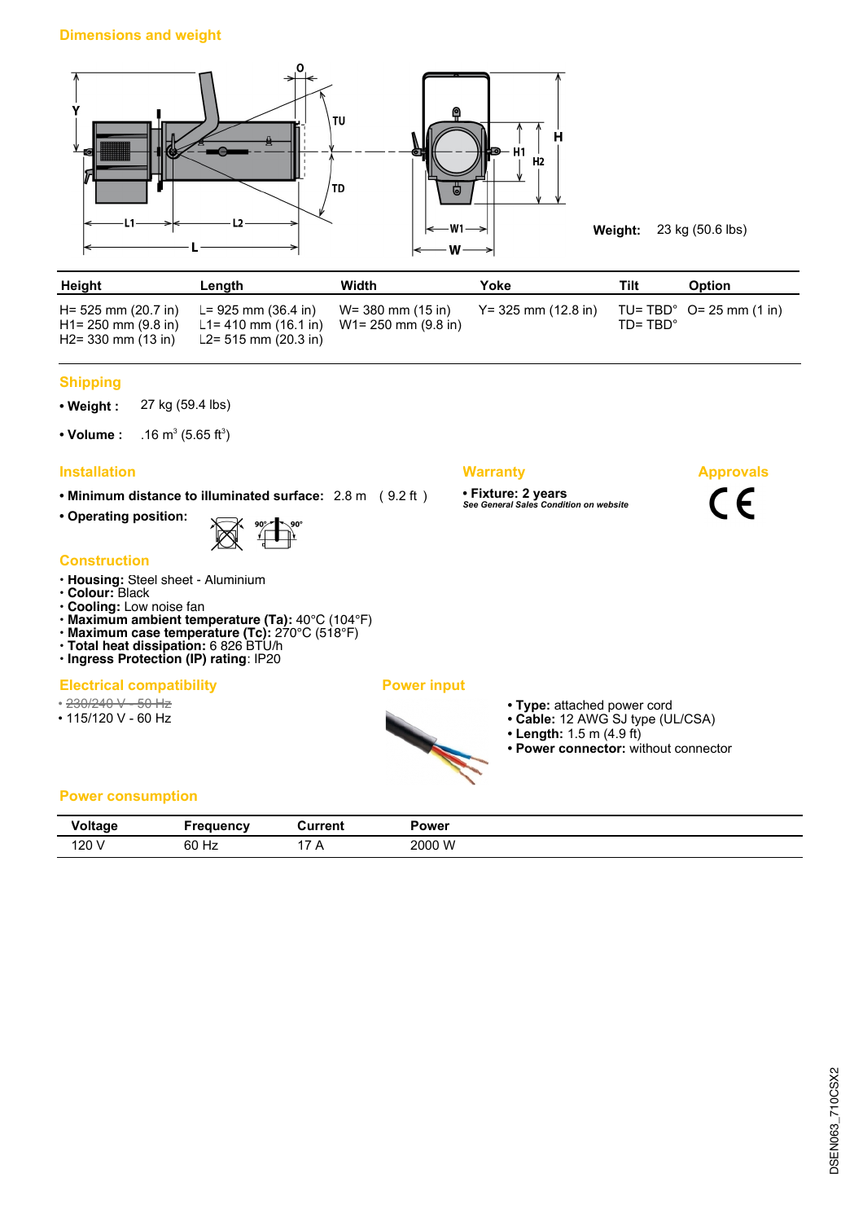## Dimensions and weight

**Weight:** 23 kg (50.6 lbs)

| Height | Length | Width | Yoke | Tilt | Option |
|---|---|---|---|---|---|
| H= 525 mm (20.7 in)<br>H1= 250 mm (9.8 in)<br>H2= 330 mm (13 in) | L= 925 mm (36.4 in)<br>L1= 410 mm (16.1 in)<br>L2= 515 mm (20.3 in) | W= 380 mm (15 in)<br>W1= 250 mm (9.8 in) | Y= 325 mm (12.8 in) | TU= TBD°<br>TD= TBD° | O= 25 mm (1 in) |

## Shipping

- **Weight :** 27 kg (59.4 lbs)
- **Volume :** .16 $m^3$ (5.65 $ft^3$)

## Installation

- **Minimum distance to illuminated surface:** 2.8 m ( 9.2 ft )
- **Operating position:**

## Warranty

- **Fixture: 2 years**

*See General Sales Condition on website*

## Approvals

CE

## Construction

- **Housing:** Steel sheet - Aluminium
- **Colour:** Black
- **Cooling:** Low noise fan
- **Maximum ambient temperature (Ta):** 40°C (104°F)
- **Maximum case temperature (Tc):** 270°C (518°F)
- **Total heat dissipation:** 6 826 BTU/h
- **Ingress Protection (IP) rating**: IP20

## Electrical compatibility

- ~~230/240 V - 50 Hz~~
- 115/120 V - 60 Hz

## Power input

- **Type:** attached power cord
- **Cable:** 12 AWG SJ type (UL/CSA)
- **Length:** 1.5 m (4.9 ft)
- **Power connector:** without connector

## Power consumption

| Voltage | Frequency | Current | Power |
|---|---|---|---|
| 120 V | 60 Hz | 17 A | 2000 W |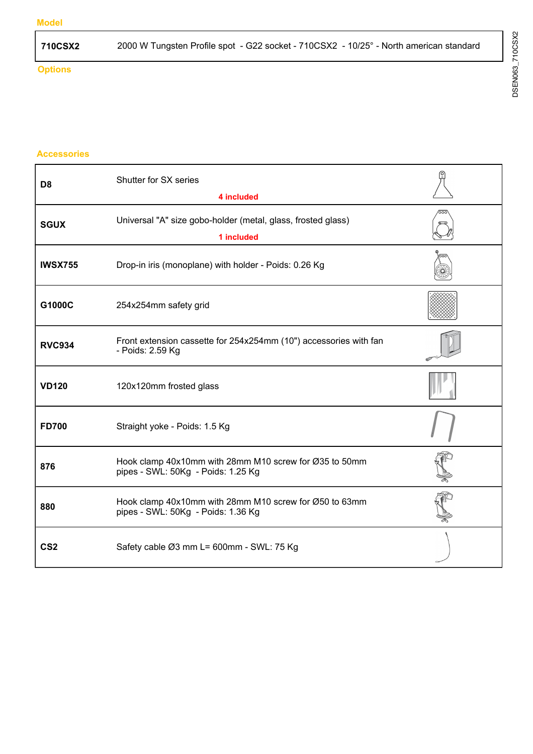## Model

| | |
|---|---|
| **710CSX2** | 2000 W Tungsten Profile spot - G22 socket - 710CSX2 - 10/25° - North american standard |

## Options

## Accessories

| | |
|---|---|
| **D8** | Shutter for SX series<br>4 included |
| **SGUX** | Universal "A" size gobo-holder (metal, glass, frosted glass)<br>1 included |
| **IWSX755** | Drop-in iris (monoplane) with holder - Poids: 0.26 Kg |
| **G1000C** | 254x254mm safety grid |
| **RVC934** | Front extension cassette for 254x254mm (10") accessories with fan - Poids: 2.59 Kg |
| **VD120** | 120x120mm frosted glass |
| **FD700** | Straight yoke - Poids: 1.5 Kg |
| **876** | Hook clamp 40x10mm with 28mm M10 screw for Ø35 to 50mm pipes - SWL: 50Kg - Poids: 1.25 Kg |
| **880** | Hook clamp 40x10mm with 28mm M10 screw for Ø50 to 63mm pipes - SWL: 50Kg - Poids: 1.36 Kg |
| **CS2** | Safety cable Ø3 mm L= 600mm - SWL: 75 Kg |